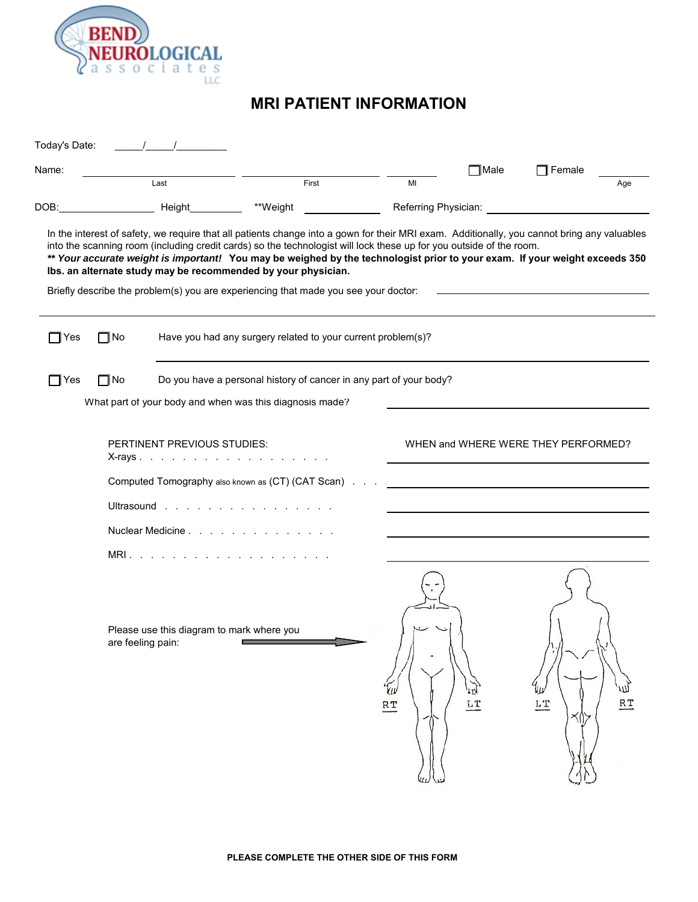BEND NEUROLOGICAL associates LLC

# MRI PATIENT INFORMATION

Today's Date: _____/_____/_________

Name: ____________________ (Last) ____________________ (First) ________ (MI) ☐ Male ☐ Female ________ (Age)

DOB:_________________ Height__________ **Weight __________ Referring Physician: ____________________

In the interest of safety, we require that all patients change into a gown for their MRI exam. Additionally, you cannot bring any valuables into the scanning room (including credit cards) so the technologist will lock these up for you outside of the room.
***** Your accurate weight is important!*** **You may be weighed by the technologist prior to your exam. If your weight exceeds 350 lbs. an alternate study may be recommended by your physician.**

Briefly describe the problem(s) you are experiencing that made you see your doctor: ____________________

---

☐ Yes ☐ No Have you had any surgery related to your current problem(s)?

____________________

☐ Yes ☐ No Do you have a personal history of cancer in any part of your body?

What part of your body and when was this diagnosis made? ____________________

| PERTINENT PREVIOUS STUDIES: | WHEN and WHERE WERE THEY PERFORMED? |
|---|---|
| X-rays . . . . . . . . . . . . . . . . . | ____________________ |
| Computed Tomography also known as (CT) (CAT Scan) . . . . | ____________________ |
| Ultrasound . . . . . . . . . . . . . . . . | ____________________ |
| Nuclear Medicine . . . . . . . . . . . . . . | ____________________ |
| MRI . . . . . . . . . . . . . . . . . . | ____________________ |

Please use this diagram to mark where you are feeling pain:

RT LT LT RT

**PLEASE COMPLETE THE OTHER SIDE OF THIS FORM**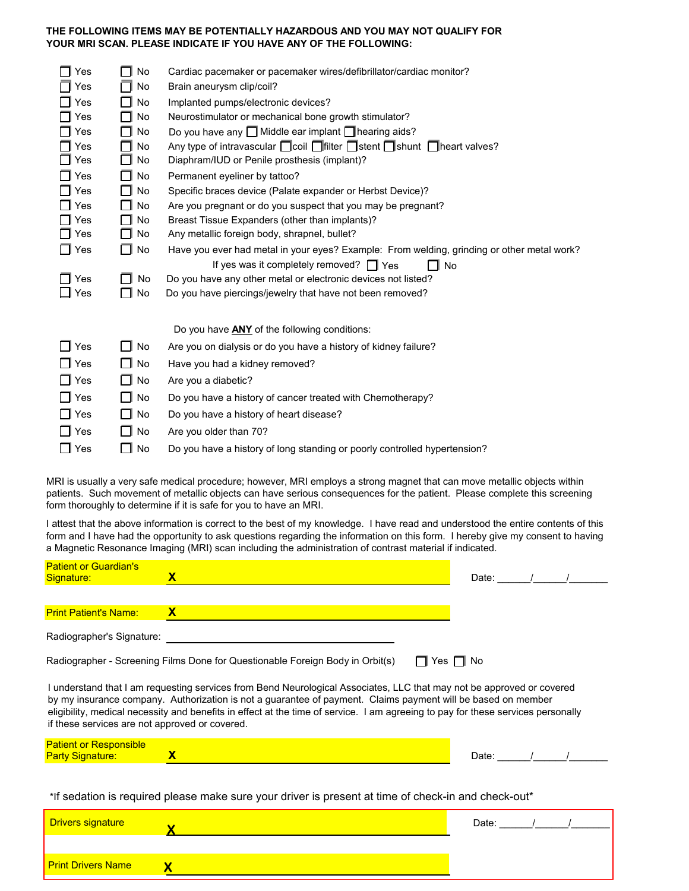**THE FOLLOWING ITEMS MAY BE POTENTIALLY HAZARDOUS AND YOU MAY NOT QUALIFY FOR YOUR MRI SCAN. PLEASE INDICATE IF YOU HAVE ANY OF THE FOLLOWING:**

| | | |
|---|---|---|
| ☐ Yes | ☐ No | Cardiac pacemaker or pacemaker wires/defibrillator/cardiac monitor? |
| ☐ Yes | ☐ No | Brain aneurysm clip/coil? |
| ☐ Yes | ☐ No | Implanted pumps/electronic devices? |
| ☐ Yes | ☐ No | Neurostimulator or mechanical bone growth stimulator? |
| ☐ Yes | ☐ No | Do you have any ☐ Middle ear implant ☐ hearing aids? |
| ☐ Yes | ☐ No | Any type of intravascular ☐ coil ☐ filter ☐ stent ☐ shunt ☐ heart valves? |
| ☐ Yes | ☐ No | Diaphram/IUD or Penile prosthesis (implant)? |
| ☐ Yes | ☐ No | Permanent eyeliner by tattoo? |
| ☐ Yes | ☐ No | Specific braces device (Palate expander or Herbst Device)? |
| ☐ Yes | ☐ No | Are you pregnant or do you suspect that you may be pregnant? |
| ☐ Yes | ☐ No | Breast Tissue Expanders (other than implants)? |
| ☐ Yes | ☐ No | Any metallic foreign body, shrapnel, bullet? |
| ☐ Yes | ☐ No | Have you ever had metal in your eyes? Example: From welding, grinding or other metal work? If yes was it completely removed? ☐ Yes ☐ No |
| ☐ Yes | ☐ No | Do you have any other metal or electronic devices not listed? |
| ☐ Yes | ☐ No | Do you have piercings/jewelry that have not been removed? |

Do you have **ANY** of the following conditions:

| | | |
|---|---|---|
| ☐ Yes | ☐ No | Are you on dialysis or do you have a history of kidney failure? |
| ☐ Yes | ☐ No | Have you had a kidney removed? |
| ☐ Yes | ☐ No | Are you a diabetic? |
| ☐ Yes | ☐ No | Do you have a history of cancer treated with Chemotherapy? |
| ☐ Yes | ☐ No | Do you have a history of heart disease? |
| ☐ Yes | ☐ No | Are you older than 70? |
| ☐ Yes | ☐ No | Do you have a history of long standing or poorly controlled hypertension? |

MRI is usually a very safe medical procedure; however, MRI employs a strong magnet that can move metallic objects within patients. Such movement of metallic objects can have serious consequences for the patient. Please complete this screening form thoroughly to determine if it is safe for you to have an MRI.

I attest that the above information is correct to the best of my knowledge. I have read and understood the entire contents of this form and I have had the opportunity to ask questions regarding the information on this form. I hereby give my consent to having a Magnetic Resonance Imaging (MRI) scan including the administration of contrast material if indicated.

Patient or Guardian's Signature: X ______________________ Date: ______/______/_______

Print Patient's Name: X ______________________

Radiographer's Signature: ______________________

Radiographer - Screening Films Done for Questionable Foreign Body in Orbit(s) ☐ Yes ☐ No

I understand that I am requesting services from Bend Neurological Associates, LLC that may not be approved or covered by my insurance company. Authorization is not a guarantee of payment. Claims payment will be based on member eligibility, medical necessity and benefits in effect at the time of service. I am agreeing to pay for these services personally if these services are not approved or covered.

Patient or Responsible Party Signature: X ______________________ Date: ______/______/_______

*If sedation is required please make sure your driver is present at time of check-in and check-out*

Drivers signature X ______________________ Date: ______/______/_______

Print Drivers Name X ______________________